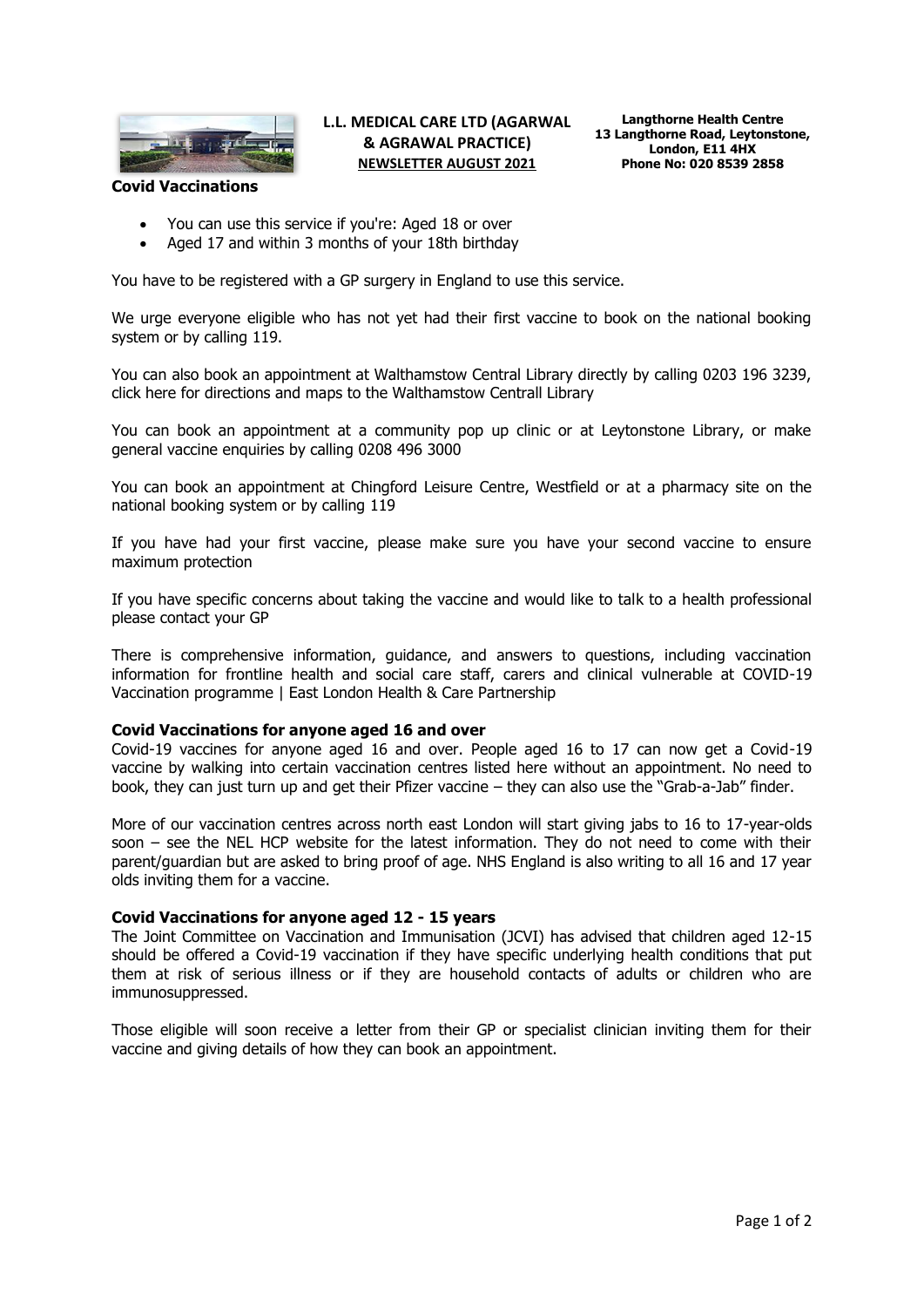**L.L. MEDICAL CARE LTD (AGARWAL & AGRAWAL PRACTICE)**
**NEWSLETTER AUGUST 2021**

**Langthorne Health Centre**
**13 Langthorne Road, Leytonstone,**
**London, E11 4HX**
**Phone No: 020 8539 2858**

## Covid Vaccinations

- You can use this service if you're: Aged 18 or over
- Aged 17 and within 3 months of your 18th birthday

You have to be registered with a GP surgery in England to use this service.

We urge everyone eligible who has not yet had their first vaccine to book on the national booking system or by calling 119.

You can also book an appointment at Walthamstow Central Library directly by calling 0203 196 3239, click here for directions and maps to the Walthamstow Centrall Library

You can book an appointment at a community pop up clinic or at Leytonstone Library, or make general vaccine enquiries by calling 0208 496 3000

You can book an appointment at Chingford Leisure Centre, Westfield or at a pharmacy site on the national booking system or by calling 119

If you have had your first vaccine, please make sure you have your second vaccine to ensure maximum protection

If you have specific concerns about taking the vaccine and would like to talk to a health professional please contact your GP

There is comprehensive information, guidance, and answers to questions, including vaccination information for frontline health and social care staff, carers and clinical vulnerable at COVID-19 Vaccination programme | East London Health & Care Partnership

## Covid Vaccinations for anyone aged 16 and over

Covid-19 vaccines for anyone aged 16 and over. People aged 16 to 17 can now get a Covid-19 vaccine by walking into certain vaccination centres listed here without an appointment. No need to book, they can just turn up and get their Pfizer vaccine – they can also use the "Grab-a-Jab" finder.

More of our vaccination centres across north east London will start giving jabs to 16 to 17-year-olds soon – see the NEL HCP website for the latest information. They do not need to come with their parent/guardian but are asked to bring proof of age. NHS England is also writing to all 16 and 17 year olds inviting them for a vaccine.

## Covid Vaccinations for anyone aged 12 - 15 years

The Joint Committee on Vaccination and Immunisation (JCVI) has advised that children aged 12-15 should be offered a Covid-19 vaccination if they have specific underlying health conditions that put them at risk of serious illness or if they are household contacts of adults or children who are immunosuppressed.

Those eligible will soon receive a letter from their GP or specialist clinician inviting them for their vaccine and giving details of how they can book an appointment.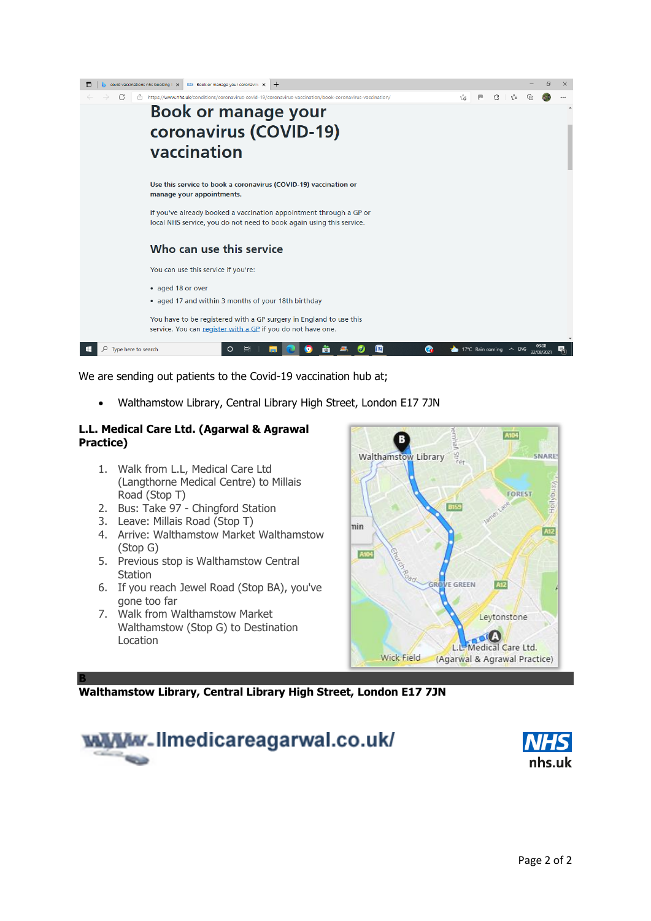# Book or manage your coronavirus (COVID-19) vaccination

Use this service to book a coronavirus (COVID-19) vaccination or manage your appointments.

If you've already booked a vaccination appointment through a GP or local NHS service, you do not need to book again using this service.

## Who can use this service

You can use this service if you're:

- aged 18 or over
- aged 17 and within 3 months of your 18th birthday

You have to be registered with a GP surgery in England to use this service. You can register with a GP if you do not have one.

We are sending out patients to the Covid-19 vaccination hub at;

- Walthamstow Library, Central Library High Street, London E17 7JN

**L.L. Medical Care Ltd. (Agarwal & Agrawal Practice)**

1. Walk from L.L, Medical Care Ltd (Langthorne Medical Centre) to Millais Road (Stop T)
2. Bus: Take 97 - Chingford Station
3. Leave: Millais Road (Stop T)
4. Arrive: Walthamstow Market Walthamstow (Stop G)
5. Previous stop is Walthamstow Central Station
6. If you reach Jewel Road (Stop BA), you've gone too far
7. Walk from Walthamstow Market Walthamstow (Stop G) to Destination Location

B
Walthamstow Library
A
L.L. Medical Care Ltd. (Agarwal & Agrawal Practice)

**B**
**Walthamstow Library, Central Library High Street, London E17 7JN**

www.llmedicareagarwal.co.uk/

NHS
nhs.uk